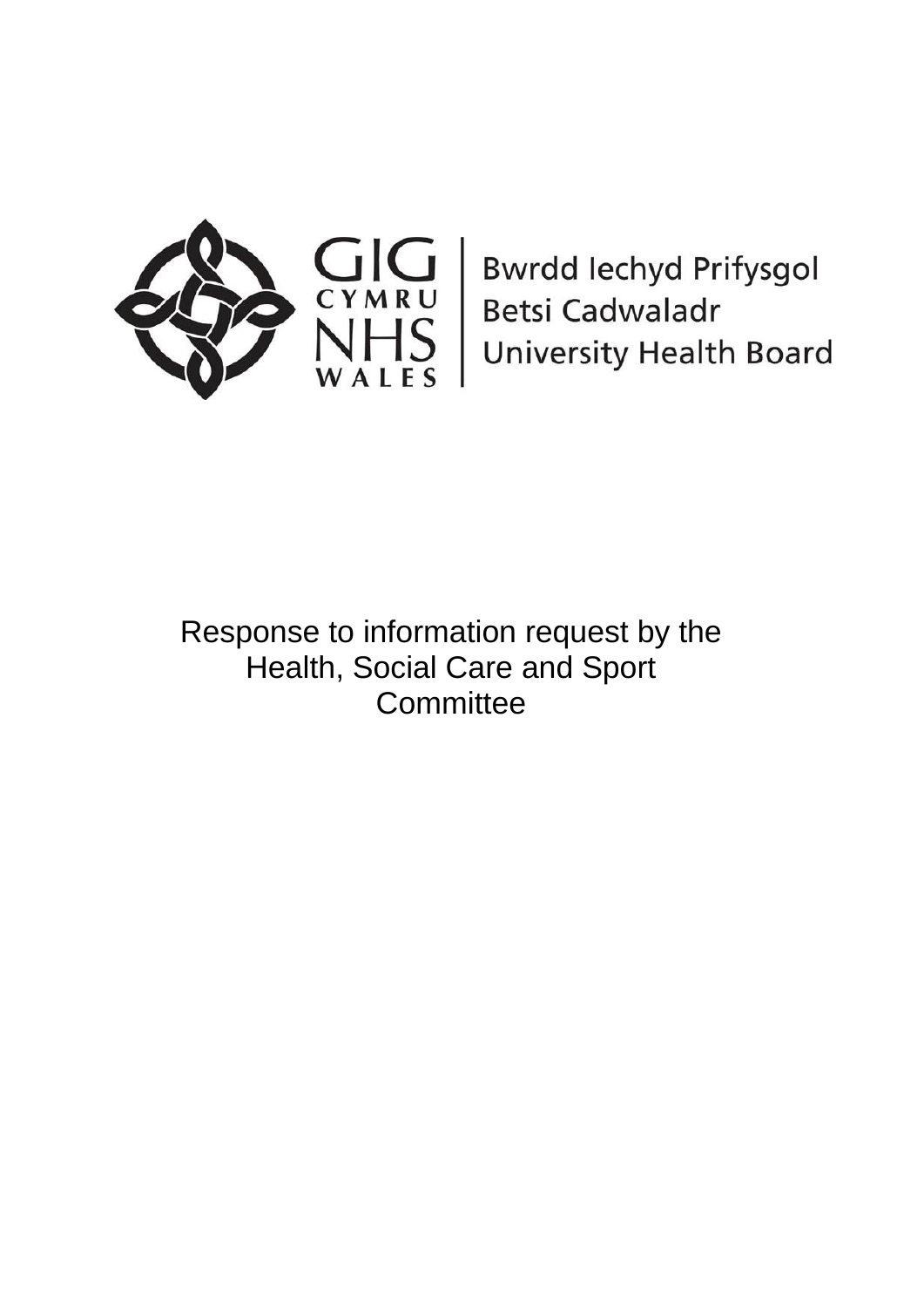GIG CYMRU NHS WALES

Bwrdd Iechyd Prifysgol Betsi Cadwaladr University Health Board

Response to information request by the Health, Social Care and Sport Committee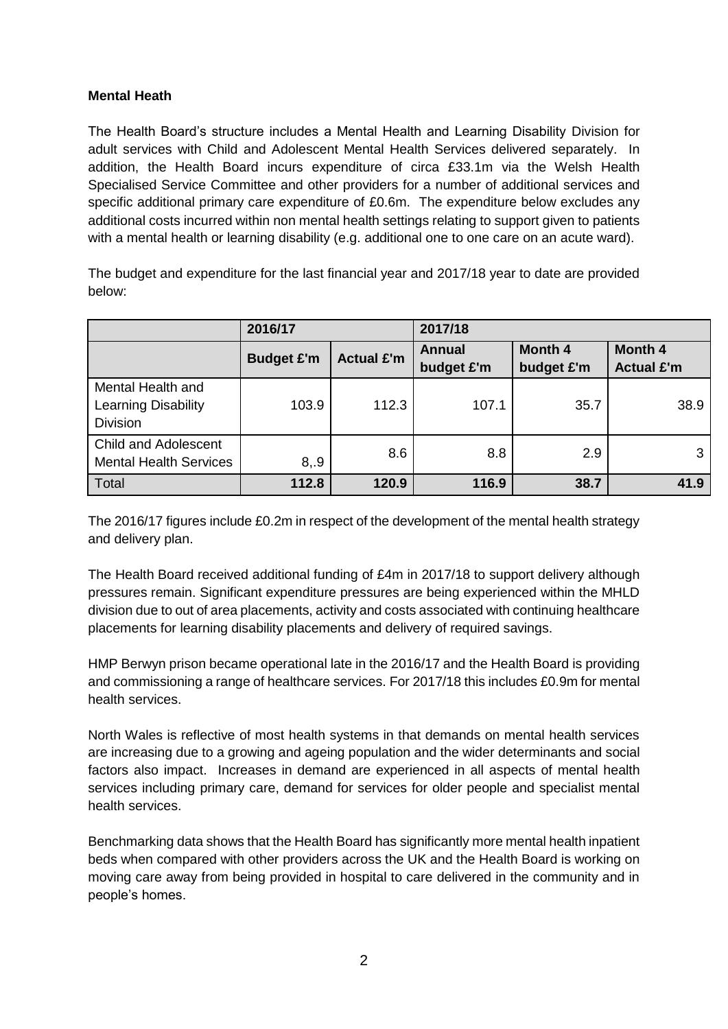**Mental Heath**

The Health Board's structure includes a Mental Health and Learning Disability Division for adult services with Child and Adolescent Mental Health Services delivered separately. In addition, the Health Board incurs expenditure of circa £33.1m via the Welsh Health Specialised Service Committee and other providers for a number of additional services and specific additional primary care expenditure of £0.6m. The expenditure below excludes any additional costs incurred within non mental health settings relating to support given to patients with a mental health or learning disability (e.g. additional one to one care on an acute ward).

The budget and expenditure for the last financial year and 2017/18 year to date are provided below:

| | 2016/17 | | 2017/18 | | |
|---|---|---|---|---|---|
| | **Budget £'m** | **Actual £'m** | **Annual budget £'m** | **Month 4 budget £'m** | **Month 4 Actual £'m** |
| Mental Health and Learning Disability Division | 103.9 | 112.3 | 107.1 | 35.7 | 38.9 |
| Child and Adolescent Mental Health Services | 8,.9 | 8.6 | 8.8 | 2.9 | 3 |
| Total | **112.8** | **120.9** | **116.9** | **38.7** | **41.9** |

The 2016/17 figures include £0.2m in respect of the development of the mental health strategy and delivery plan.

The Health Board received additional funding of £4m in 2017/18 to support delivery although pressures remain. Significant expenditure pressures are being experienced within the MHLD division due to out of area placements, activity and costs associated with continuing healthcare placements for learning disability placements and delivery of required savings.

HMP Berwyn prison became operational late in the 2016/17 and the Health Board is providing and commissioning a range of healthcare services. For 2017/18 this includes £0.9m for mental health services.

North Wales is reflective of most health systems in that demands on mental health services are increasing due to a growing and ageing population and the wider determinants and social factors also impact. Increases in demand are experienced in all aspects of mental health services including primary care, demand for services for older people and specialist mental health services.

Benchmarking data shows that the Health Board has significantly more mental health inpatient beds when compared with other providers across the UK and the Health Board is working on moving care away from being provided in hospital to care delivered in the community and in people's homes.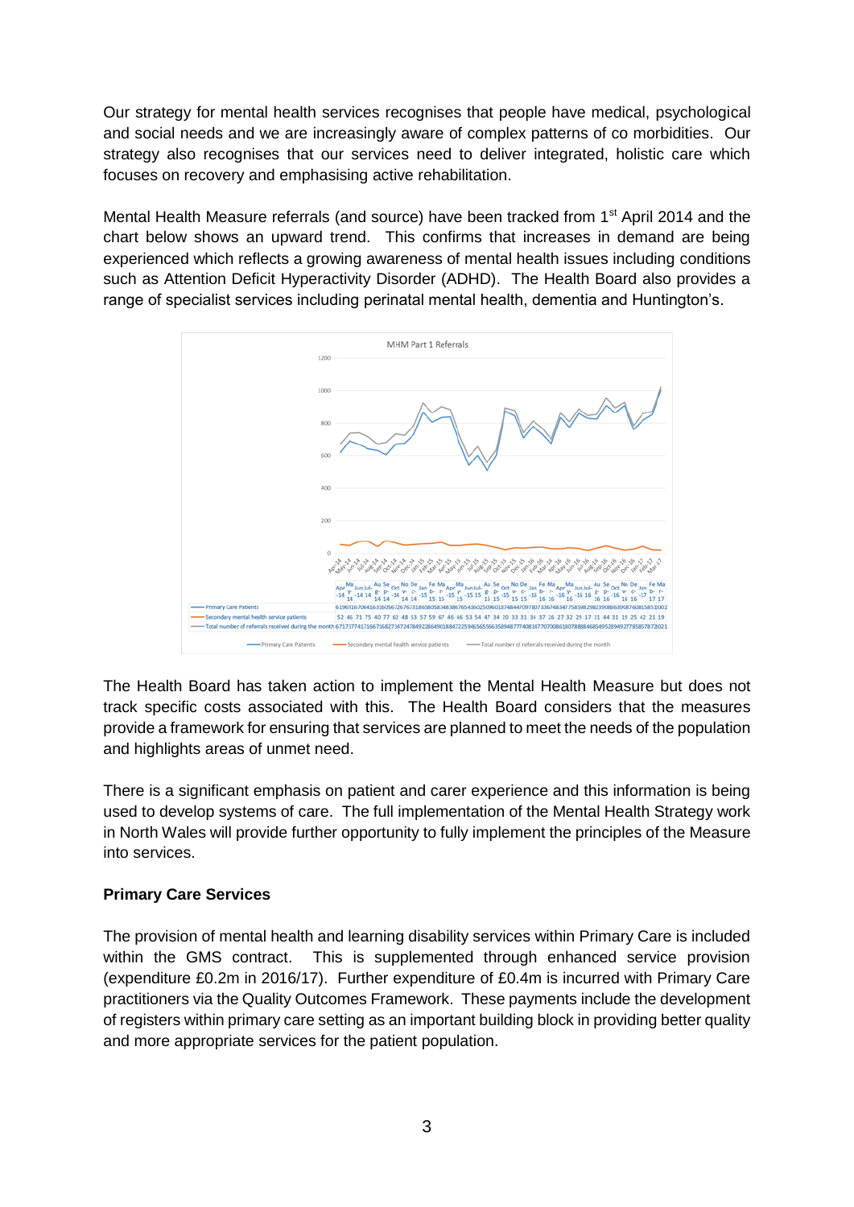Our strategy for mental health services recognises that people have medical, psychological and social needs and we are increasingly aware of complex patterns of co morbidities. Our strategy also recognises that our services need to deliver integrated, holistic care which focuses on recovery and emphasising active rehabilitation.

Mental Health Measure referrals (and source) have been tracked from 1st April 2014 and the chart below shows an upward trend. This confirms that increases in demand are being experienced which reflects a growing awareness of mental health issues including conditions such as Attention Deficit Hyperactivity Disorder (ADHD). The Health Board also provides a range of specialist services including perinatal mental health, dementia and Huntington's.

MHM Part 1 Referrals

The Health Board has taken action to implement the Mental Health Measure but does not track specific costs associated with this. The Health Board considers that the measures provide a framework for ensuring that services are planned to meet the needs of the population and highlights areas of unmet need.

There is a significant emphasis on patient and carer experience and this information is being used to develop systems of care. The full implementation of the Mental Health Strategy work in North Wales will provide further opportunity to fully implement the principles of the Measure into services.

**Primary Care Services**

The provision of mental health and learning disability services within Primary Care is included within the GMS contract. This is supplemented through enhanced service provision (expenditure £0.2m in 2016/17). Further expenditure of £0.4m is incurred with Primary Care practitioners via the Quality Outcomes Framework. These payments include the development of registers within primary care setting as an important building block in providing better quality and more appropriate services for the patient population.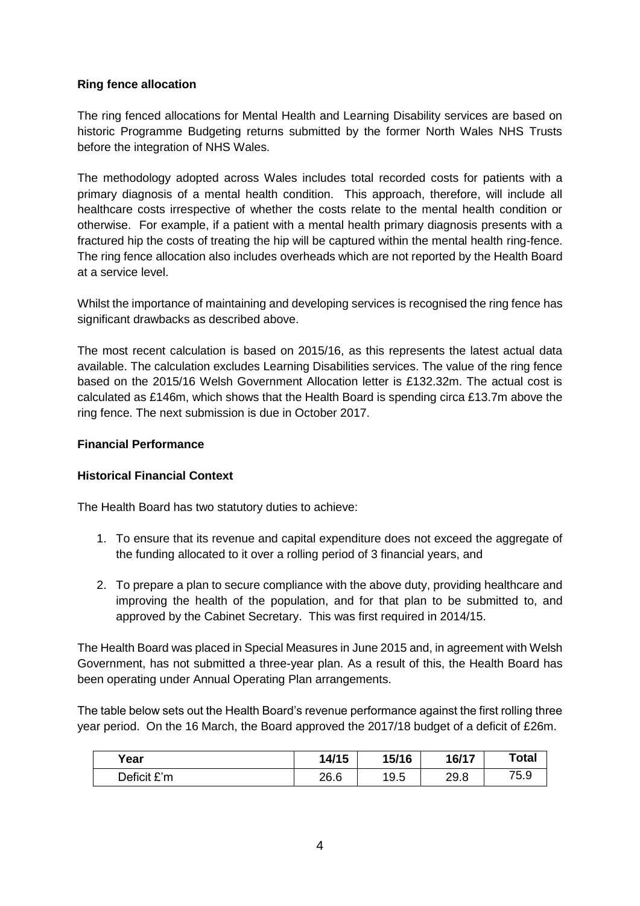**Ring fence allocation**

The ring fenced allocations for Mental Health and Learning Disability services are based on historic Programme Budgeting returns submitted by the former North Wales NHS Trusts before the integration of NHS Wales.

The methodology adopted across Wales includes total recorded costs for patients with a primary diagnosis of a mental health condition. This approach, therefore, will include all healthcare costs irrespective of whether the costs relate to the mental health condition or otherwise. For example, if a patient with a mental health primary diagnosis presents with a fractured hip the costs of treating the hip will be captured within the mental health ring-fence. The ring fence allocation also includes overheads which are not reported by the Health Board at a service level.

Whilst the importance of maintaining and developing services is recognised the ring fence has significant drawbacks as described above.

The most recent calculation is based on 2015/16, as this represents the latest actual data available. The calculation excludes Learning Disabilities services. The value of the ring fence based on the 2015/16 Welsh Government Allocation letter is £132.32m. The actual cost is calculated as £146m, which shows that the Health Board is spending circa £13.7m above the ring fence. The next submission is due in October 2017.

**Financial Performance**

**Historical Financial Context**

The Health Board has two statutory duties to achieve:

1. To ensure that its revenue and capital expenditure does not exceed the aggregate of the funding allocated to it over a rolling period of 3 financial years, and

2. To prepare a plan to secure compliance with the above duty, providing healthcare and improving the health of the population, and for that plan to be submitted to, and approved by the Cabinet Secretary. This was first required in 2014/15.

The Health Board was placed in Special Measures in June 2015 and, in agreement with Welsh Government, has not submitted a three-year plan. As a result of this, the Health Board has been operating under Annual Operating Plan arrangements.

The table below sets out the Health Board's revenue performance against the first rolling three year period. On the 16 March, the Board approved the 2017/18 budget of a deficit of £26m.

| Year | 14/15 | 15/16 | 16/17 | Total |
|---|---|---|---|---|
| Deficit £'m | 26.6 | 19.5 | 29.8 | 75.9 |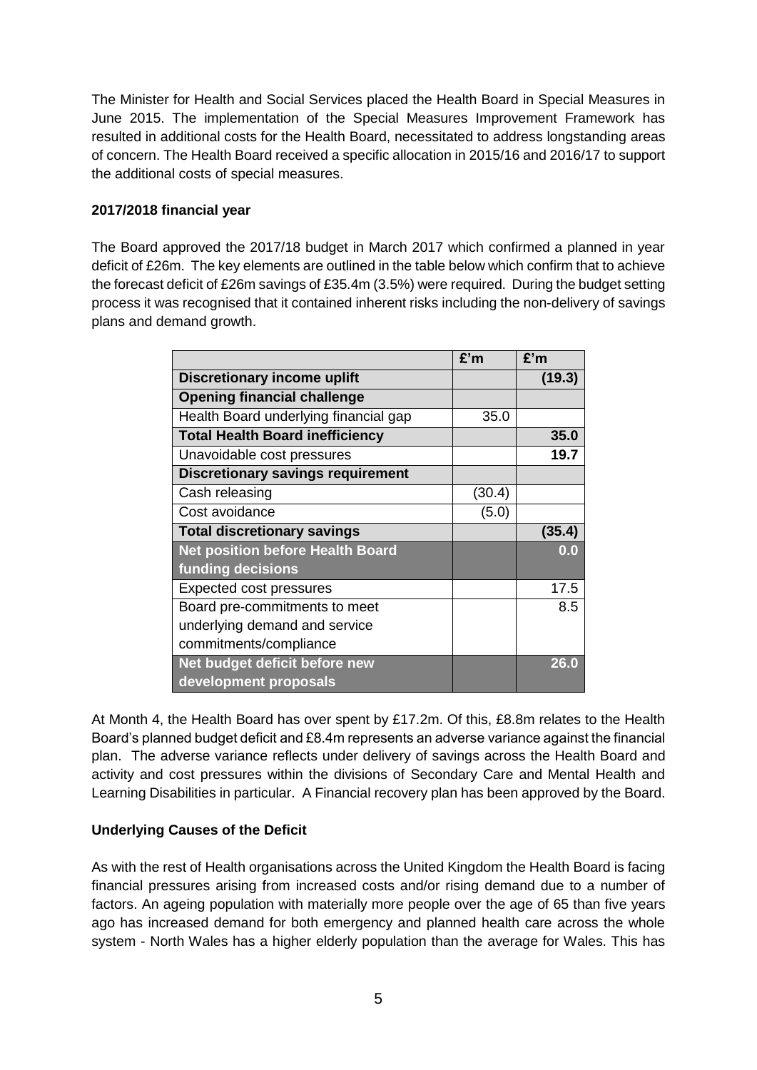The Minister for Health and Social Services placed the Health Board in Special Measures in June 2015. The implementation of the Special Measures Improvement Framework has resulted in additional costs for the Health Board, necessitated to address longstanding areas of concern. The Health Board received a specific allocation in 2015/16 and 2016/17 to support the additional costs of special measures.

**2017/2018 financial year**

The Board approved the 2017/18 budget in March 2017 which confirmed a planned in year deficit of £26m. The key elements are outlined in the table below which confirm that to achieve the forecast deficit of £26m savings of £35.4m (3.5%) were required. During the budget setting process it was recognised that it contained inherent risks including the non-delivery of savings plans and demand growth.

| | £'m | £'m |
|---|---|---|
| **Discretionary income uplift** | | **(19.3)** |
| **Opening financial challenge** | | |
| Health Board underlying financial gap | 35.0 | |
| **Total Health Board inefficiency** | | **35.0** |
| Unavoidable cost pressures | | **19.7** |
| **Discretionary savings requirement** | | |
| Cash releasing | (30.4) | |
| Cost avoidance | (5.0) | |
| **Total discretionary savings** | | **(35.4)** |
| **Net position before Health Board funding decisions** | | **0.0** |
| Expected cost pressures | | 17.5 |
| Board pre-commitments to meet underlying demand and service commitments/compliance | | 8.5 |
| **Net budget deficit before new development proposals** | | **26.0** |

At Month 4, the Health Board has over spent by £17.2m. Of this, £8.8m relates to the Health Board's planned budget deficit and £8.4m represents an adverse variance against the financial plan. The adverse variance reflects under delivery of savings across the Health Board and activity and cost pressures within the divisions of Secondary Care and Mental Health and Learning Disabilities in particular. A Financial recovery plan has been approved by the Board.

**Underlying Causes of the Deficit**

As with the rest of Health organisations across the United Kingdom the Health Board is facing financial pressures arising from increased costs and/or rising demand due to a number of factors. An ageing population with materially more people over the age of 65 than five years ago has increased demand for both emergency and planned health care across the whole system - North Wales has a higher elderly population than the average for Wales. This has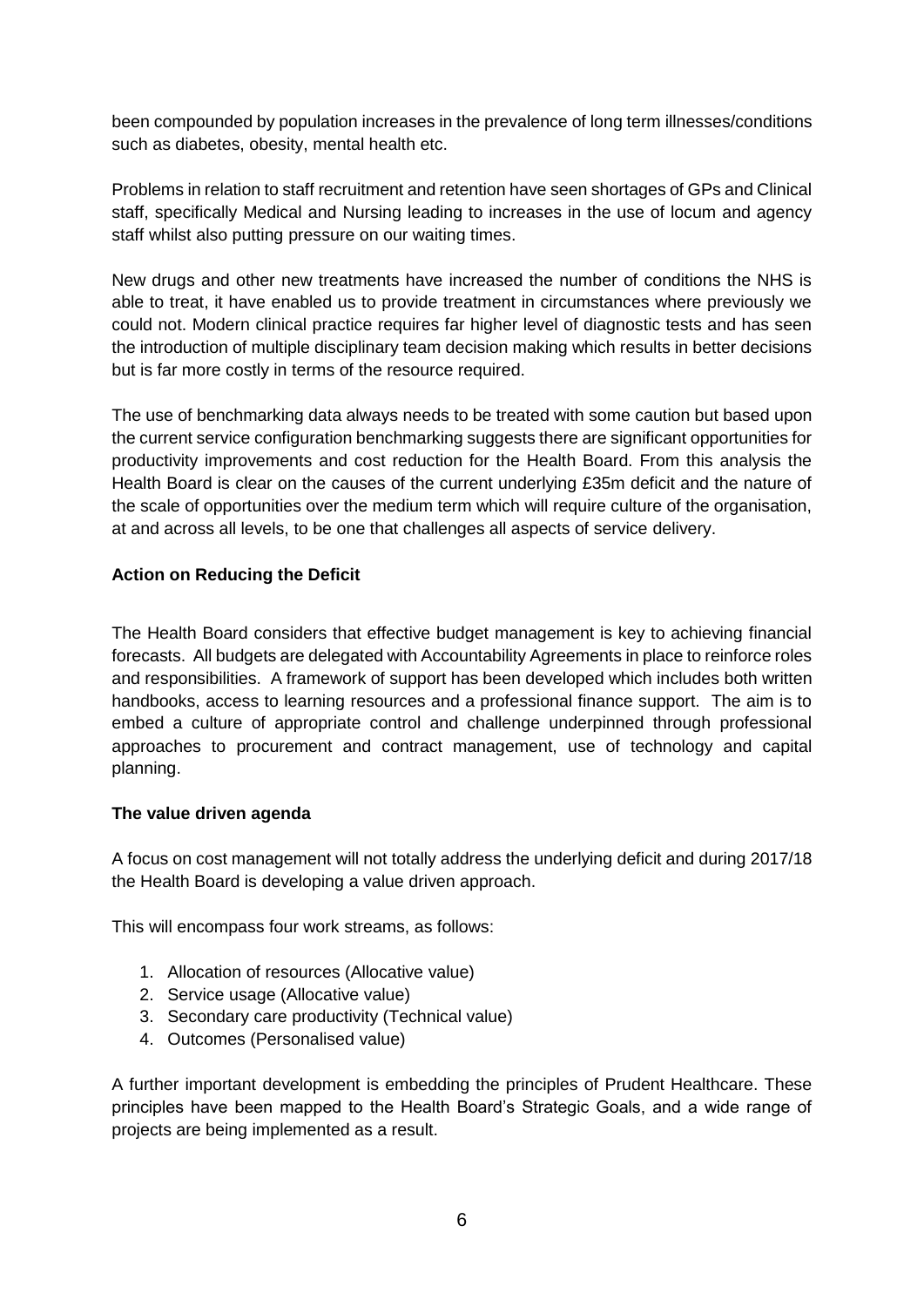been compounded by population increases in the prevalence of long term illnesses/conditions such as diabetes, obesity, mental health etc.

Problems in relation to staff recruitment and retention have seen shortages of GPs and Clinical staff, specifically Medical and Nursing leading to increases in the use of locum and agency staff whilst also putting pressure on our waiting times.

New drugs and other new treatments have increased the number of conditions the NHS is able to treat, it have enabled us to provide treatment in circumstances where previously we could not. Modern clinical practice requires far higher level of diagnostic tests and has seen the introduction of multiple disciplinary team decision making which results in better decisions but is far more costly in terms of the resource required.

The use of benchmarking data always needs to be treated with some caution but based upon the current service configuration benchmarking suggests there are significant opportunities for productivity improvements and cost reduction for the Health Board. From this analysis the Health Board is clear on the causes of the current underlying £35m deficit and the nature of the scale of opportunities over the medium term which will require culture of the organisation, at and across all levels, to be one that challenges all aspects of service delivery.

**Action on Reducing the Deficit**

The Health Board considers that effective budget management is key to achieving financial forecasts. All budgets are delegated with Accountability Agreements in place to reinforce roles and responsibilities. A framework of support has been developed which includes both written handbooks, access to learning resources and a professional finance support. The aim is to embed a culture of appropriate control and challenge underpinned through professional approaches to procurement and contract management, use of technology and capital planning.

**The value driven agenda**

A focus on cost management will not totally address the underlying deficit and during 2017/18 the Health Board is developing a value driven approach.

This will encompass four work streams, as follows:

1. Allocation of resources (Allocative value)
2. Service usage (Allocative value)
3. Secondary care productivity (Technical value)
4. Outcomes (Personalised value)

A further important development is embedding the principles of Prudent Healthcare. These principles have been mapped to the Health Board's Strategic Goals, and a wide range of projects are being implemented as a result.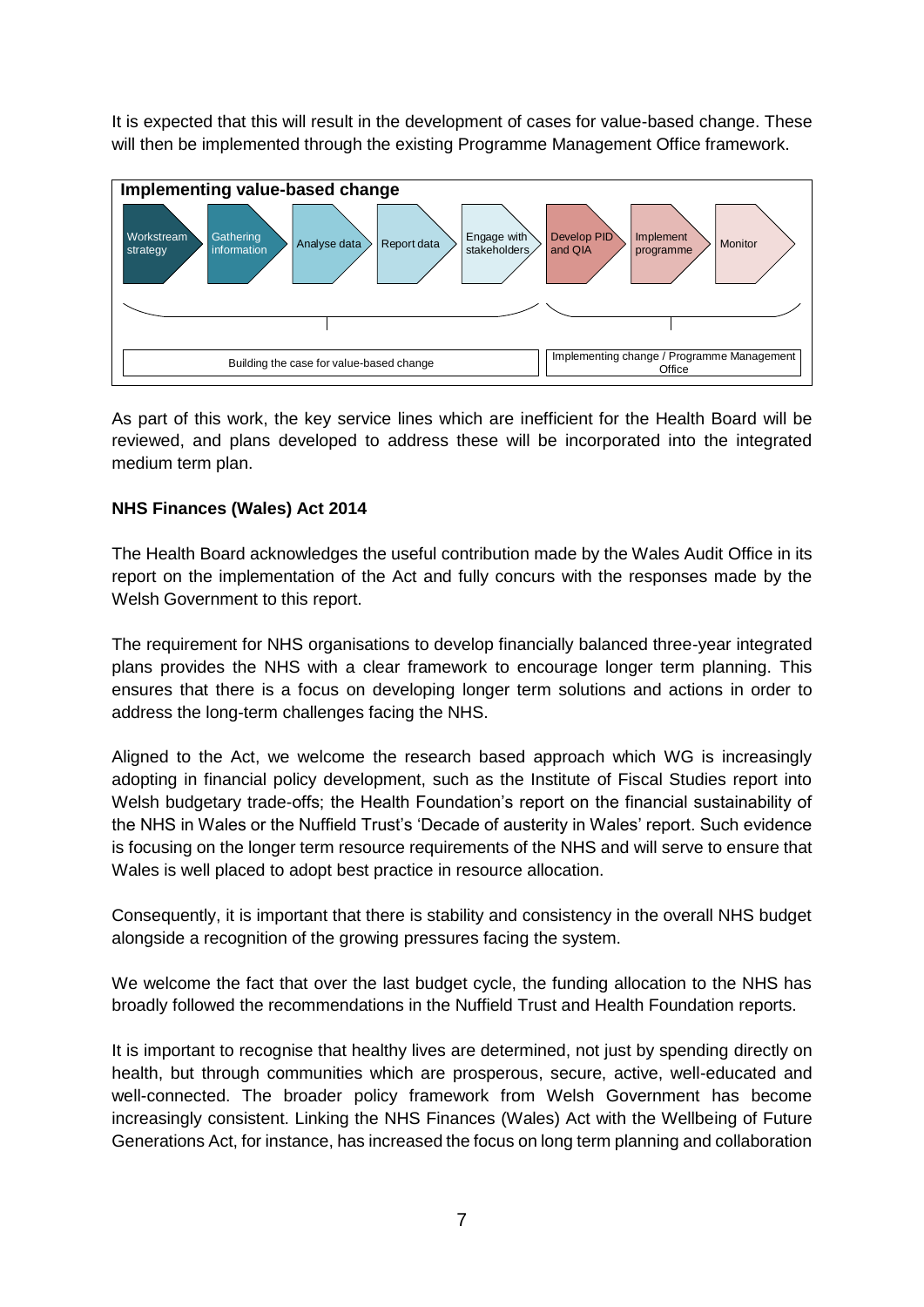It is expected that this will result in the development of cases for value-based change. These will then be implemented through the existing Programme Management Office framework.

**Implementing value-based change**

Workstream strategy → Gathering information → Analyse data → Report data → Engage with stakeholders → Develop PID and QIA → Implement programme → Monitor

| Building the case for value-based change | Implementing change / Programme Management Office |
|---|---|
| Workstream strategy; Gathering information; Analyse data; Report data; Engage with stakeholders | Develop PID and QIA; Implement programme; Monitor |

As part of this work, the key service lines which are inefficient for the Health Board will be reviewed, and plans developed to address these will be incorporated into the integrated medium term plan.

**NHS Finances (Wales) Act 2014**

The Health Board acknowledges the useful contribution made by the Wales Audit Office in its report on the implementation of the Act and fully concurs with the responses made by the Welsh Government to this report.

The requirement for NHS organisations to develop financially balanced three-year integrated plans provides the NHS with a clear framework to encourage longer term planning. This ensures that there is a focus on developing longer term solutions and actions in order to address the long-term challenges facing the NHS.

Aligned to the Act, we welcome the research based approach which WG is increasingly adopting in financial policy development, such as the Institute of Fiscal Studies report into Welsh budgetary trade-offs; the Health Foundation's report on the financial sustainability of the NHS in Wales or the Nuffield Trust's 'Decade of austerity in Wales' report. Such evidence is focusing on the longer term resource requirements of the NHS and will serve to ensure that Wales is well placed to adopt best practice in resource allocation.

Consequently, it is important that there is stability and consistency in the overall NHS budget alongside a recognition of the growing pressures facing the system.

We welcome the fact that over the last budget cycle, the funding allocation to the NHS has broadly followed the recommendations in the Nuffield Trust and Health Foundation reports.

It is important to recognise that healthy lives are determined, not just by spending directly on health, but through communities which are prosperous, secure, active, well-educated and well-connected. The broader policy framework from Welsh Government has become increasingly consistent. Linking the NHS Finances (Wales) Act with the Wellbeing of Future Generations Act, for instance, has increased the focus on long term planning and collaboration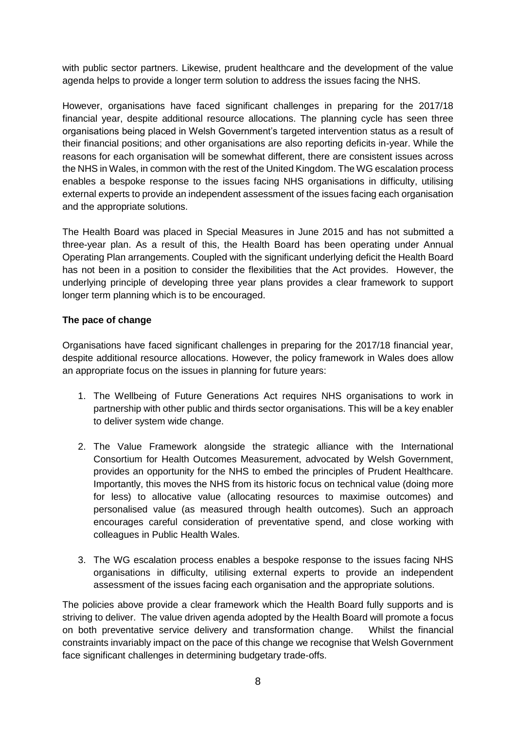with public sector partners. Likewise, prudent healthcare and the development of the value agenda helps to provide a longer term solution to address the issues facing the NHS.

However, organisations have faced significant challenges in preparing for the 2017/18 financial year, despite additional resource allocations. The planning cycle has seen three organisations being placed in Welsh Government's targeted intervention status as a result of their financial positions; and other organisations are also reporting deficits in-year. While the reasons for each organisation will be somewhat different, there are consistent issues across the NHS in Wales, in common with the rest of the United Kingdom. The WG escalation process enables a bespoke response to the issues facing NHS organisations in difficulty, utilising external experts to provide an independent assessment of the issues facing each organisation and the appropriate solutions.

The Health Board was placed in Special Measures in June 2015 and has not submitted a three-year plan. As a result of this, the Health Board has been operating under Annual Operating Plan arrangements. Coupled with the significant underlying deficit the Health Board has not been in a position to consider the flexibilities that the Act provides. However, the underlying principle of developing three year plans provides a clear framework to support longer term planning which is to be encouraged.

**The pace of change**

Organisations have faced significant challenges in preparing for the 2017/18 financial year, despite additional resource allocations. However, the policy framework in Wales does allow an appropriate focus on the issues in planning for future years:

1. The Wellbeing of Future Generations Act requires NHS organisations to work in partnership with other public and thirds sector organisations. This will be a key enabler to deliver system wide change.

2. The Value Framework alongside the strategic alliance with the International Consortium for Health Outcomes Measurement, advocated by Welsh Government, provides an opportunity for the NHS to embed the principles of Prudent Healthcare. Importantly, this moves the NHS from its historic focus on technical value (doing more for less) to allocative value (allocating resources to maximise outcomes) and personalised value (as measured through health outcomes). Such an approach encourages careful consideration of preventative spend, and close working with colleagues in Public Health Wales.

3. The WG escalation process enables a bespoke response to the issues facing NHS organisations in difficulty, utilising external experts to provide an independent assessment of the issues facing each organisation and the appropriate solutions.

The policies above provide a clear framework which the Health Board fully supports and is striving to deliver. The value driven agenda adopted by the Health Board will promote a focus on both preventative service delivery and transformation change. Whilst the financial constraints invariably impact on the pace of this change we recognise that Welsh Government face significant challenges in determining budgetary trade-offs.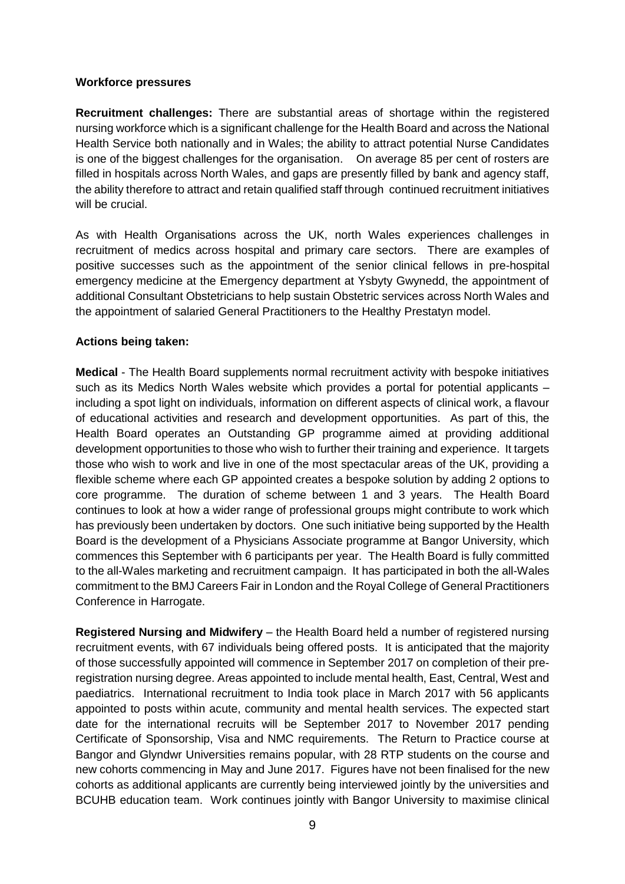**Workforce pressures**

**Recruitment challenges:** There are substantial areas of shortage within the registered nursing workforce which is a significant challenge for the Health Board and across the National Health Service both nationally and in Wales; the ability to attract potential Nurse Candidates is one of the biggest challenges for the organisation. On average 85 per cent of rosters are filled in hospitals across North Wales, and gaps are presently filled by bank and agency staff, the ability therefore to attract and retain qualified staff through continued recruitment initiatives will be crucial.

As with Health Organisations across the UK, north Wales experiences challenges in recruitment of medics across hospital and primary care sectors. There are examples of positive successes such as the appointment of the senior clinical fellows in pre-hospital emergency medicine at the Emergency department at Ysbyty Gwynedd, the appointment of additional Consultant Obstetricians to help sustain Obstetric services across North Wales and the appointment of salaried General Practitioners to the Healthy Prestatyn model.

**Actions being taken:**

**Medical** - The Health Board supplements normal recruitment activity with bespoke initiatives such as its Medics North Wales website which provides a portal for potential applicants – including a spot light on individuals, information on different aspects of clinical work, a flavour of educational activities and research and development opportunities. As part of this, the Health Board operates an Outstanding GP programme aimed at providing additional development opportunities to those who wish to further their training and experience. It targets those who wish to work and live in one of the most spectacular areas of the UK, providing a flexible scheme where each GP appointed creates a bespoke solution by adding 2 options to core programme. The duration of scheme between 1 and 3 years. The Health Board continues to look at how a wider range of professional groups might contribute to work which has previously been undertaken by doctors. One such initiative being supported by the Health Board is the development of a Physicians Associate programme at Bangor University, which commences this September with 6 participants per year. The Health Board is fully committed to the all-Wales marketing and recruitment campaign. It has participated in both the all-Wales commitment to the BMJ Careers Fair in London and the Royal College of General Practitioners Conference in Harrogate.

**Registered Nursing and Midwifery** – the Health Board held a number of registered nursing recruitment events, with 67 individuals being offered posts. It is anticipated that the majority of those successfully appointed will commence in September 2017 on completion of their pre-registration nursing degree. Areas appointed to include mental health, East, Central, West and paediatrics. International recruitment to India took place in March 2017 with 56 applicants appointed to posts within acute, community and mental health services. The expected start date for the international recruits will be September 2017 to November 2017 pending Certificate of Sponsorship, Visa and NMC requirements. The Return to Practice course at Bangor and Glyndwr Universities remains popular, with 28 RTP students on the course and new cohorts commencing in May and June 2017. Figures have not been finalised for the new cohorts as additional applicants are currently being interviewed jointly by the universities and BCUHB education team. Work continues jointly with Bangor University to maximise clinical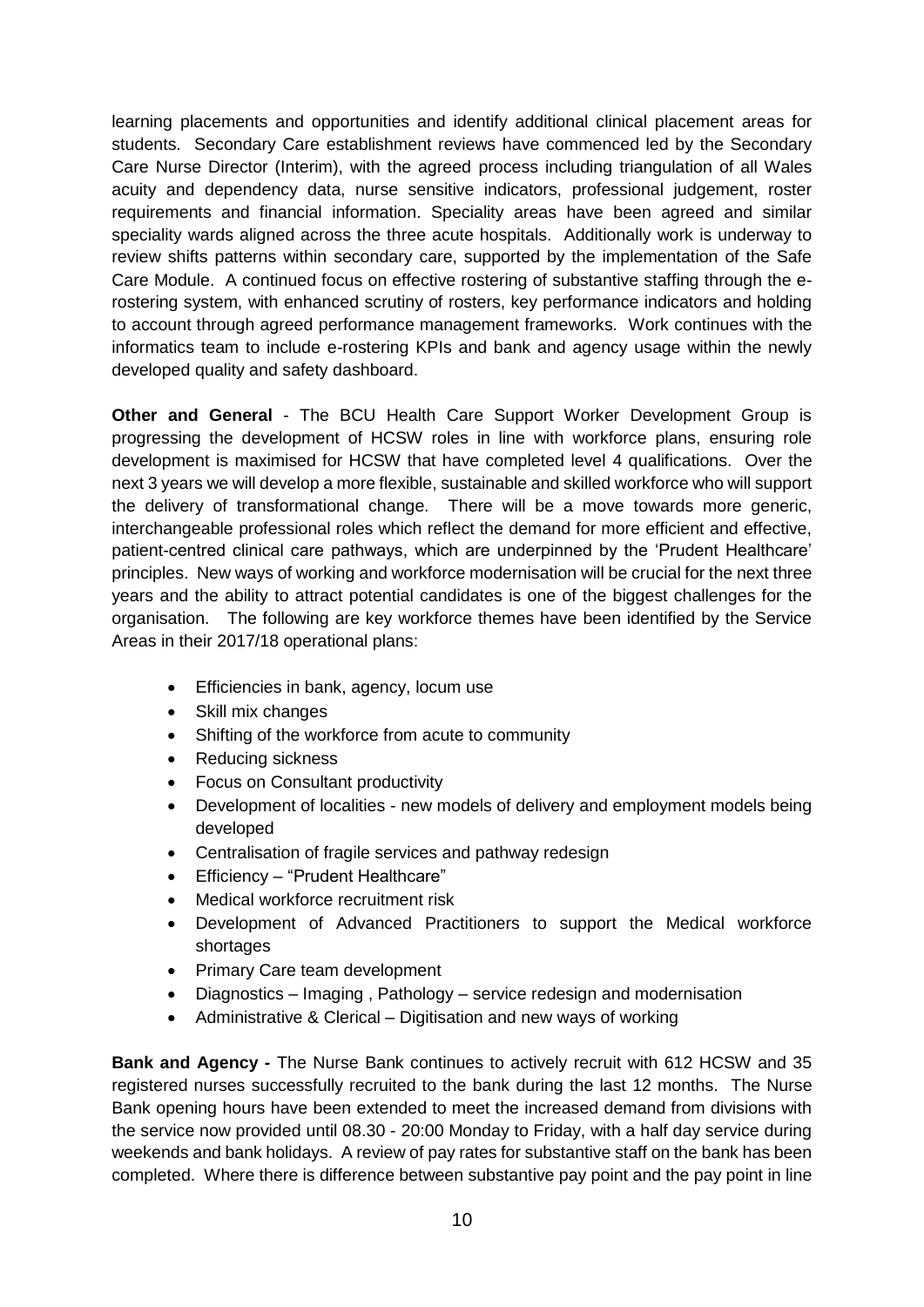learning placements and opportunities and identify additional clinical placement areas for students. Secondary Care establishment reviews have commenced led by the Secondary Care Nurse Director (Interim), with the agreed process including triangulation of all Wales acuity and dependency data, nurse sensitive indicators, professional judgement, roster requirements and financial information. Speciality areas have been agreed and similar speciality wards aligned across the three acute hospitals. Additionally work is underway to review shifts patterns within secondary care, supported by the implementation of the Safe Care Module. A continued focus on effective rostering of substantive staffing through the e-rostering system, with enhanced scrutiny of rosters, key performance indicators and holding to account through agreed performance management frameworks. Work continues with the informatics team to include e-rostering KPIs and bank and agency usage within the newly developed quality and safety dashboard.

**Other and General** - The BCU Health Care Support Worker Development Group is progressing the development of HCSW roles in line with workforce plans, ensuring role development is maximised for HCSW that have completed level 4 qualifications. Over the next 3 years we will develop a more flexible, sustainable and skilled workforce who will support the delivery of transformational change. There will be a move towards more generic, interchangeable professional roles which reflect the demand for more efficient and effective, patient-centred clinical care pathways, which are underpinned by the 'Prudent Healthcare' principles. New ways of working and workforce modernisation will be crucial for the next three years and the ability to attract potential candidates is one of the biggest challenges for the organisation. The following are key workforce themes have been identified by the Service Areas in their 2017/18 operational plans:

- Efficiencies in bank, agency, locum use
- Skill mix changes
- Shifting of the workforce from acute to community
- Reducing sickness
- Focus on Consultant productivity
- Development of localities - new models of delivery and employment models being developed
- Centralisation of fragile services and pathway redesign
- Efficiency – "Prudent Healthcare"
- Medical workforce recruitment risk
- Development of Advanced Practitioners to support the Medical workforce shortages
- Primary Care team development
- Diagnostics – Imaging , Pathology – service redesign and modernisation
- Administrative & Clerical – Digitisation and new ways of working

**Bank and Agency -** The Nurse Bank continues to actively recruit with 612 HCSW and 35 registered nurses successfully recruited to the bank during the last 12 months. The Nurse Bank opening hours have been extended to meet the increased demand from divisions with the service now provided until 08.30 - 20:00 Monday to Friday, with a half day service during weekends and bank holidays. A review of pay rates for substantive staff on the bank has been completed. Where there is difference between substantive pay point and the pay point in line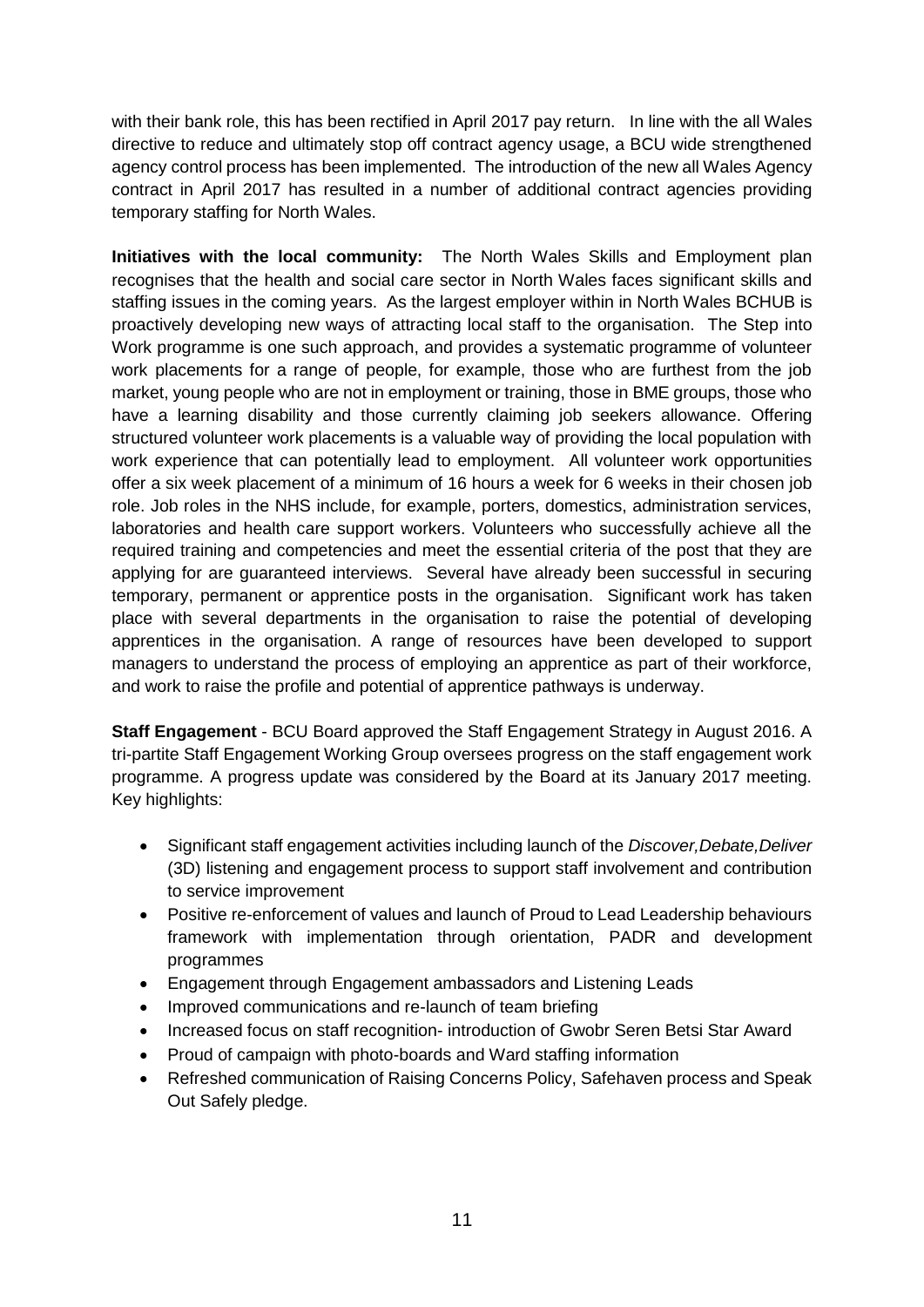with their bank role, this has been rectified in April 2017 pay return. In line with the all Wales directive to reduce and ultimately stop off contract agency usage, a BCU wide strengthened agency control process has been implemented. The introduction of the new all Wales Agency contract in April 2017 has resulted in a number of additional contract agencies providing temporary staffing for North Wales.

**Initiatives with the local community:** The North Wales Skills and Employment plan recognises that the health and social care sector in North Wales faces significant skills and staffing issues in the coming years. As the largest employer within in North Wales BCHUB is proactively developing new ways of attracting local staff to the organisation. The Step into Work programme is one such approach, and provides a systematic programme of volunteer work placements for a range of people, for example, those who are furthest from the job market, young people who are not in employment or training, those in BME groups, those who have a learning disability and those currently claiming job seekers allowance. Offering structured volunteer work placements is a valuable way of providing the local population with work experience that can potentially lead to employment. All volunteer work opportunities offer a six week placement of a minimum of 16 hours a week for 6 weeks in their chosen job role. Job roles in the NHS include, for example, porters, domestics, administration services, laboratories and health care support workers. Volunteers who successfully achieve all the required training and competencies and meet the essential criteria of the post that they are applying for are guaranteed interviews. Several have already been successful in securing temporary, permanent or apprentice posts in the organisation. Significant work has taken place with several departments in the organisation to raise the potential of developing apprentices in the organisation. A range of resources have been developed to support managers to understand the process of employing an apprentice as part of their workforce, and work to raise the profile and potential of apprentice pathways is underway.

**Staff Engagement** - BCU Board approved the Staff Engagement Strategy in August 2016. A tri-partite Staff Engagement Working Group oversees progress on the staff engagement work programme. A progress update was considered by the Board at its January 2017 meeting. Key highlights:

- Significant staff engagement activities including launch of the *Discover,Debate,Deliver* (3D) listening and engagement process to support staff involvement and contribution to service improvement
- Positive re-enforcement of values and launch of Proud to Lead Leadership behaviours framework with implementation through orientation, PADR and development programmes
- Engagement through Engagement ambassadors and Listening Leads
- Improved communications and re-launch of team briefing
- Increased focus on staff recognition- introduction of Gwobr Seren Betsi Star Award
- Proud of campaign with photo-boards and Ward staffing information
- Refreshed communication of Raising Concerns Policy, Safehaven process and Speak Out Safely pledge.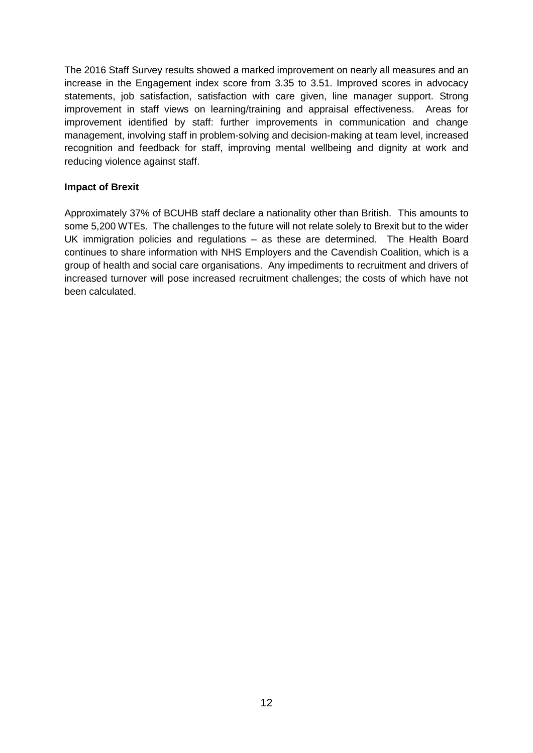The 2016 Staff Survey results showed a marked improvement on nearly all measures and an increase in the Engagement index score from 3.35 to 3.51. Improved scores in advocacy statements, job satisfaction, satisfaction with care given, line manager support. Strong improvement in staff views on learning/training and appraisal effectiveness. Areas for improvement identified by staff: further improvements in communication and change management, involving staff in problem-solving and decision-making at team level, increased recognition and feedback for staff, improving mental wellbeing and dignity at work and reducing violence against staff.

**Impact of Brexit**

Approximately 37% of BCUHB staff declare a nationality other than British. This amounts to some 5,200 WTEs. The challenges to the future will not relate solely to Brexit but to the wider UK immigration policies and regulations – as these are determined. The Health Board continues to share information with NHS Employers and the Cavendish Coalition, which is a group of health and social care organisations. Any impediments to recruitment and drivers of increased turnover will pose increased recruitment challenges; the costs of which have not been calculated.